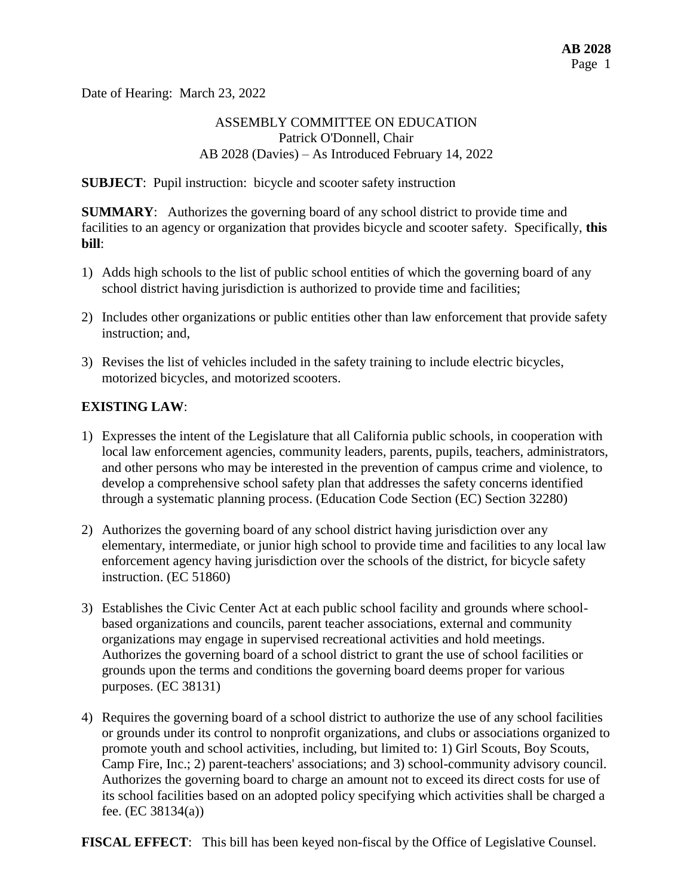Date of Hearing: March 23, 2022

ASSEMBLY COMMITTEE ON EDUCATION
Patrick O'Donnell, Chair
AB 2028 (Davies) – As Introduced February 14, 2022

**SUBJECT**: Pupil instruction: bicycle and scooter safety instruction

**SUMMARY**: Authorizes the governing board of any school district to provide time and facilities to an agency or organization that provides bicycle and scooter safety. Specifically, **this bill**:

1) Adds high schools to the list of public school entities of which the governing board of any school district having jurisdiction is authorized to provide time and facilities;

2) Includes other organizations or public entities other than law enforcement that provide safety instruction; and,

3) Revises the list of vehicles included in the safety training to include electric bicycles, motorized bicycles, and motorized scooters.

**EXISTING LAW**:

1) Expresses the intent of the Legislature that all California public schools, in cooperation with local law enforcement agencies, community leaders, parents, pupils, teachers, administrators, and other persons who may be interested in the prevention of campus crime and violence, to develop a comprehensive school safety plan that addresses the safety concerns identified through a systematic planning process. (Education Code Section (EC) Section 32280)

2) Authorizes the governing board of any school district having jurisdiction over any elementary, intermediate, or junior high school to provide time and facilities to any local law enforcement agency having jurisdiction over the schools of the district, for bicycle safety instruction. (EC 51860)

3) Establishes the Civic Center Act at each public school facility and grounds where school-based organizations and councils, parent teacher associations, external and community organizations may engage in supervised recreational activities and hold meetings. Authorizes the governing board of a school district to grant the use of school facilities or grounds upon the terms and conditions the governing board deems proper for various purposes. (EC 38131)

4) Requires the governing board of a school district to authorize the use of any school facilities or grounds under its control to nonprofit organizations, and clubs or associations organized to promote youth and school activities, including, but limited to: 1) Girl Scouts, Boy Scouts, Camp Fire, Inc.; 2) parent-teachers' associations; and 3) school-community advisory council. Authorizes the governing board to charge an amount not to exceed its direct costs for use of its school facilities based on an adopted policy specifying which activities shall be charged a fee. (EC 38134(a))

**FISCAL EFFECT**: This bill has been keyed non-fiscal by the Office of Legislative Counsel.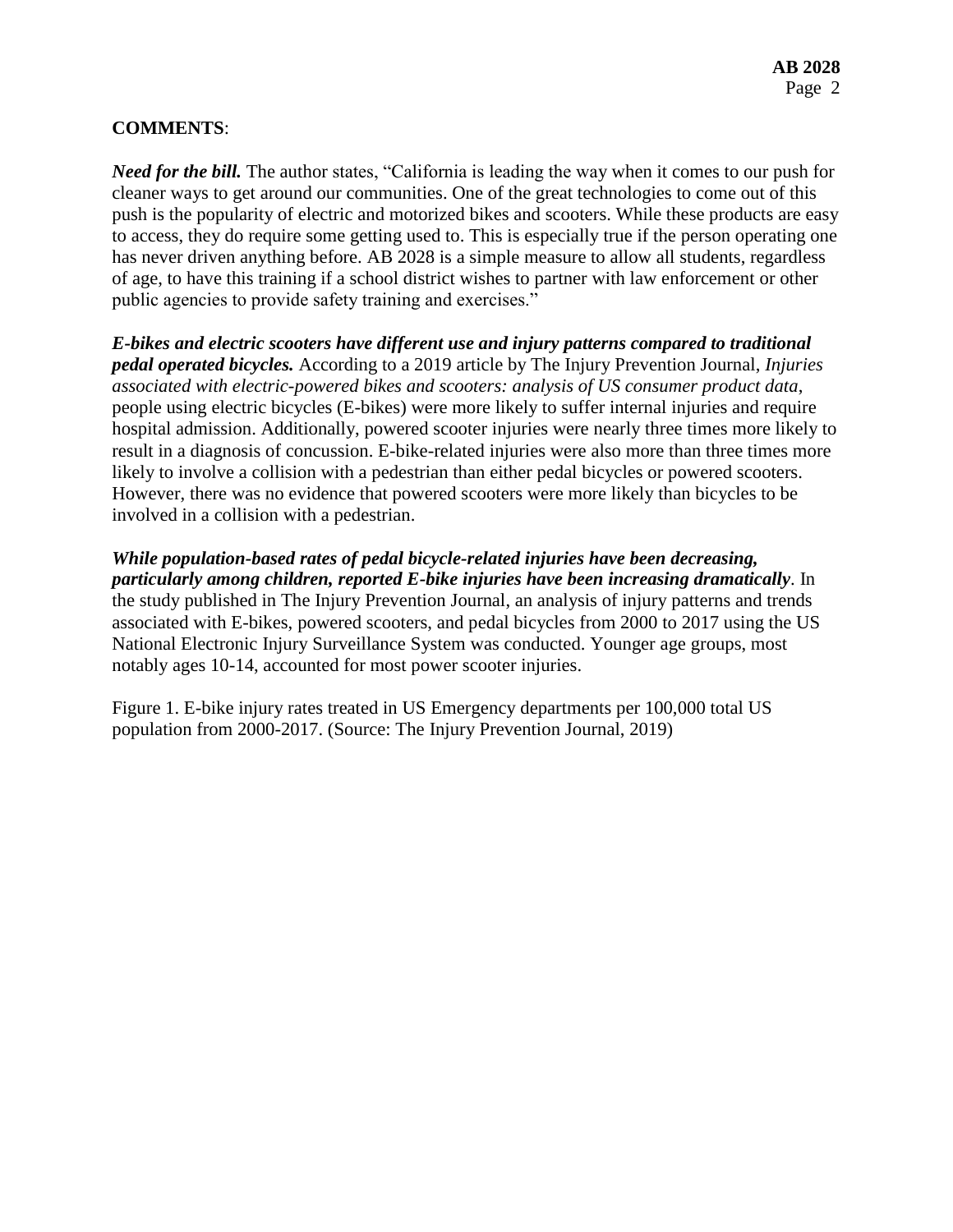**COMMENTS**:

***Need for the bill.*** The author states, "California is leading the way when it comes to our push for cleaner ways to get around our communities. One of the great technologies to come out of this push is the popularity of electric and motorized bikes and scooters. While these products are easy to access, they do require some getting used to. This is especially true if the person operating one has never driven anything before. AB 2028 is a simple measure to allow all students, regardless of age, to have this training if a school district wishes to partner with law enforcement or other public agencies to provide safety training and exercises."

***E-bikes and electric scooters have different use and injury patterns compared to traditional pedal operated bicycles.*** According to a 2019 article by The Injury Prevention Journal, *Injuries associated with electric-powered bikes and scooters: analysis of US consumer product data*, people using electric bicycles (E-bikes) were more likely to suffer internal injuries and require hospital admission. Additionally, powered scooter injuries were nearly three times more likely to result in a diagnosis of concussion. E-bike-related injuries were also more than three times more likely to involve a collision with a pedestrian than either pedal bicycles or powered scooters. However, there was no evidence that powered scooters were more likely than bicycles to be involved in a collision with a pedestrian.

***While population-based rates of pedal bicycle-related injuries have been decreasing, particularly among children, reported E-bike injuries have been increasing dramatically***. In the study published in The Injury Prevention Journal, an analysis of injury patterns and trends associated with E-bikes, powered scooters, and pedal bicycles from 2000 to 2017 using the US National Electronic Injury Surveillance System was conducted. Younger age groups, most notably ages 10-14, accounted for most power scooter injuries.

Figure 1. E-bike injury rates treated in US Emergency departments per 100,000 total US population from 2000-2017. (Source: The Injury Prevention Journal, 2019)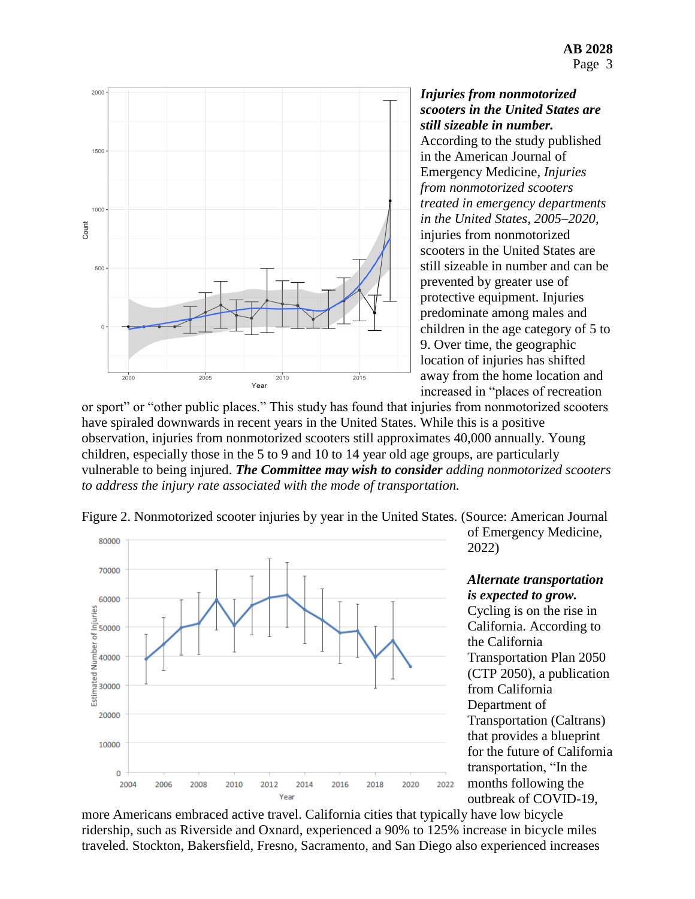***Injuries from nonmotorized scooters in the United States are still sizeable in number.*** According to the study published in the American Journal of Emergency Medicine, *Injuries from nonmotorized scooters treated in emergency departments in the United States, 2005–2020*, injuries from nonmotorized scooters in the United States are still sizeable in number and can be prevented by greater use of protective equipment. Injuries predominate among males and children in the age category of 5 to 9. Over time, the geographic location of injuries has shifted away from the home location and increased in "places of recreation or sport" or "other public places." This study has found that injuries from nonmotorized scooters have spiraled downwards in recent years in the United States. While this is a positive observation, injuries from nonmotorized scooters still approximates 40,000 annually. Young children, especially those in the 5 to 9 and 10 to 14 year old age groups, are particularly vulnerable to being injured. ***The Committee may wish to consider*** *adding nonmotorized scooters to address the injury rate associated with the mode of transportation.*

Figure 2. Nonmotorized scooter injuries by year in the United States. (Source: American Journal of Emergency Medicine, 2022)

***Alternate transportation is expected to grow.*** Cycling is on the rise in California. According to the California Transportation Plan 2050 (CTP 2050), a publication from California Department of Transportation (Caltrans) that provides a blueprint for the future of California transportation, "In the months following the outbreak of COVID-19, more Americans embraced active travel. California cities that typically have low bicycle ridership, such as Riverside and Oxnard, experienced a 90% to 125% increase in bicycle miles traveled. Stockton, Bakersfield, Fresno, Sacramento, and San Diego also experienced increases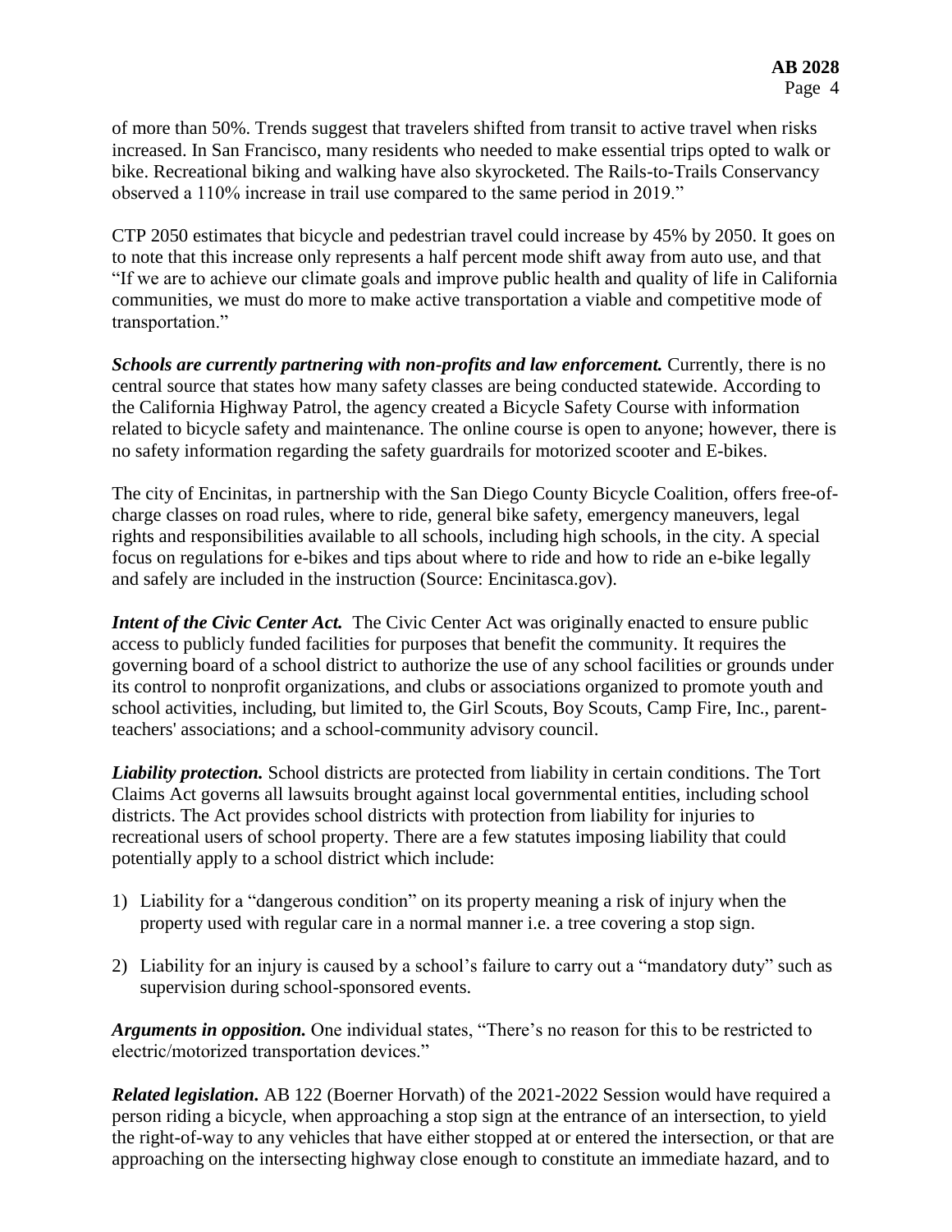of more than 50%. Trends suggest that travelers shifted from transit to active travel when risks increased. In San Francisco, many residents who needed to make essential trips opted to walk or bike. Recreational biking and walking have also skyrocketed. The Rails-to-Trails Conservancy observed a 110% increase in trail use compared to the same period in 2019."

CTP 2050 estimates that bicycle and pedestrian travel could increase by 45% by 2050. It goes on to note that this increase only represents a half percent mode shift away from auto use, and that "If we are to achieve our climate goals and improve public health and quality of life in California communities, we must do more to make active transportation a viable and competitive mode of transportation."

***Schools are currently partnering with non-profits and law enforcement.*** Currently, there is no central source that states how many safety classes are being conducted statewide. According to the California Highway Patrol, the agency created a Bicycle Safety Course with information related to bicycle safety and maintenance. The online course is open to anyone; however, there is no safety information regarding the safety guardrails for motorized scooter and E-bikes.

The city of Encinitas, in partnership with the San Diego County Bicycle Coalition, offers free-of-charge classes on road rules, where to ride, general bike safety, emergency maneuvers, legal rights and responsibilities available to all schools, including high schools, in the city. A special focus on regulations for e-bikes and tips about where to ride and how to ride an e-bike legally and safely are included in the instruction (Source: Encinitasca.gov).

***Intent of the Civic Center Act.*** The Civic Center Act was originally enacted to ensure public access to publicly funded facilities for purposes that benefit the community. It requires the governing board of a school district to authorize the use of any school facilities or grounds under its control to nonprofit organizations, and clubs or associations organized to promote youth and school activities, including, but limited to, the Girl Scouts, Boy Scouts, Camp Fire, Inc., parent-teachers' associations; and a school-community advisory council.

***Liability protection.*** School districts are protected from liability in certain conditions. The Tort Claims Act governs all lawsuits brought against local governmental entities, including school districts. The Act provides school districts with protection from liability for injuries to recreational users of school property. There are a few statutes imposing liability that could potentially apply to a school district which include:

1) Liability for a "dangerous condition" on its property meaning a risk of injury when the property used with regular care in a normal manner i.e. a tree covering a stop sign.

2) Liability for an injury is caused by a school's failure to carry out a "mandatory duty" such as supervision during school-sponsored events.

***Arguments in opposition.*** One individual states, "There's no reason for this to be restricted to electric/motorized transportation devices."

***Related legislation.*** AB 122 (Boerner Horvath) of the 2021-2022 Session would have required a person riding a bicycle, when approaching a stop sign at the entrance of an intersection, to yield the right-of-way to any vehicles that have either stopped at or entered the intersection, or that are approaching on the intersecting highway close enough to constitute an immediate hazard, and to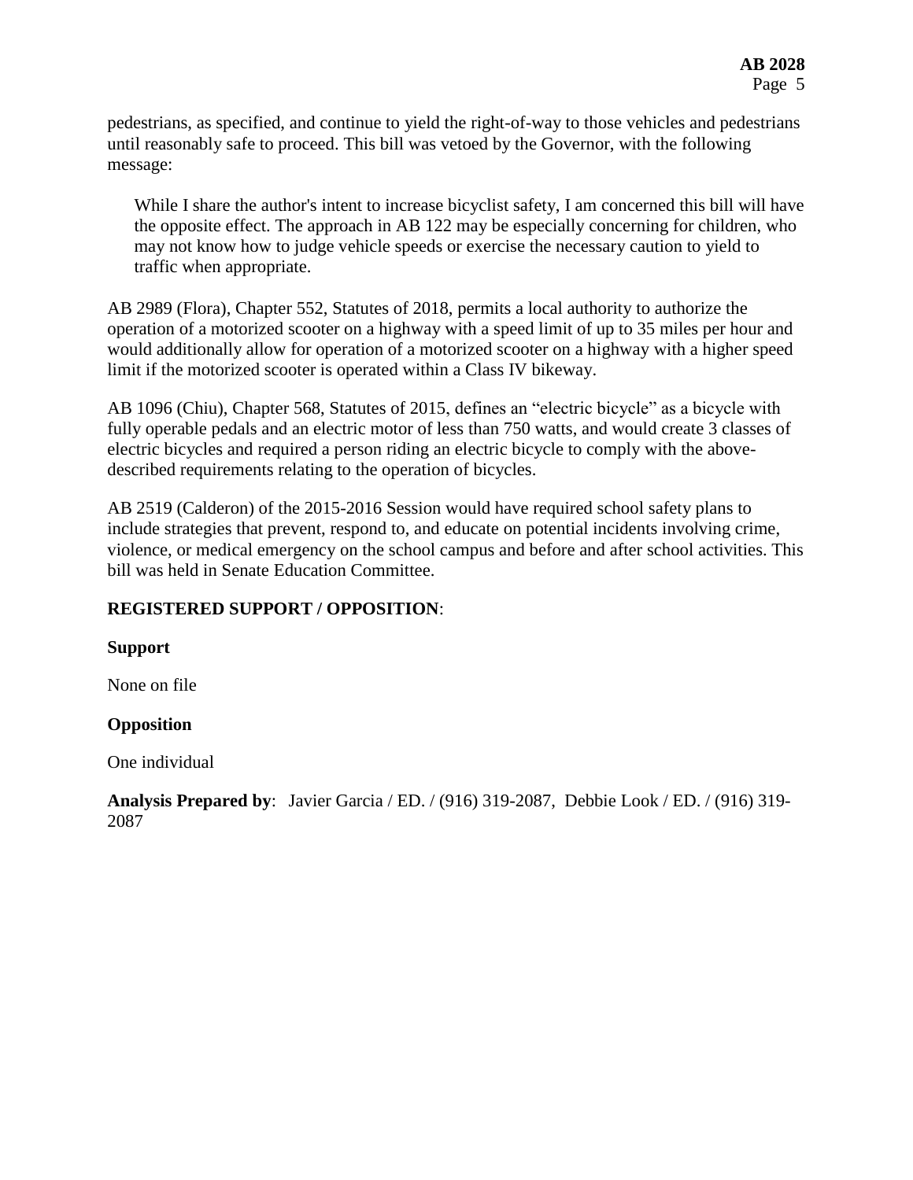pedestrians, as specified, and continue to yield the right-of-way to those vehicles and pedestrians until reasonably safe to proceed. This bill was vetoed by the Governor, with the following message:

> While I share the author's intent to increase bicyclist safety, I am concerned this bill will have the opposite effect. The approach in AB 122 may be especially concerning for children, who may not know how to judge vehicle speeds or exercise the necessary caution to yield to traffic when appropriate.

AB 2989 (Flora), Chapter 552, Statutes of 2018, permits a local authority to authorize the operation of a motorized scooter on a highway with a speed limit of up to 35 miles per hour and would additionally allow for operation of a motorized scooter on a highway with a higher speed limit if the motorized scooter is operated within a Class IV bikeway.

AB 1096 (Chiu), Chapter 568, Statutes of 2015, defines an "electric bicycle" as a bicycle with fully operable pedals and an electric motor of less than 750 watts, and would create 3 classes of electric bicycles and required a person riding an electric bicycle to comply with the above-described requirements relating to the operation of bicycles.

AB 2519 (Calderon) of the 2015-2016 Session would have required school safety plans to include strategies that prevent, respond to, and educate on potential incidents involving crime, violence, or medical emergency on the school campus and before and after school activities. This bill was held in Senate Education Committee.

## REGISTERED SUPPORT / OPPOSITION:

**Support**

None on file

**Opposition**

One individual

**Analysis Prepared by**: Javier Garcia / ED. / (916) 319-2087, Debbie Look / ED. / (916) 319-2087